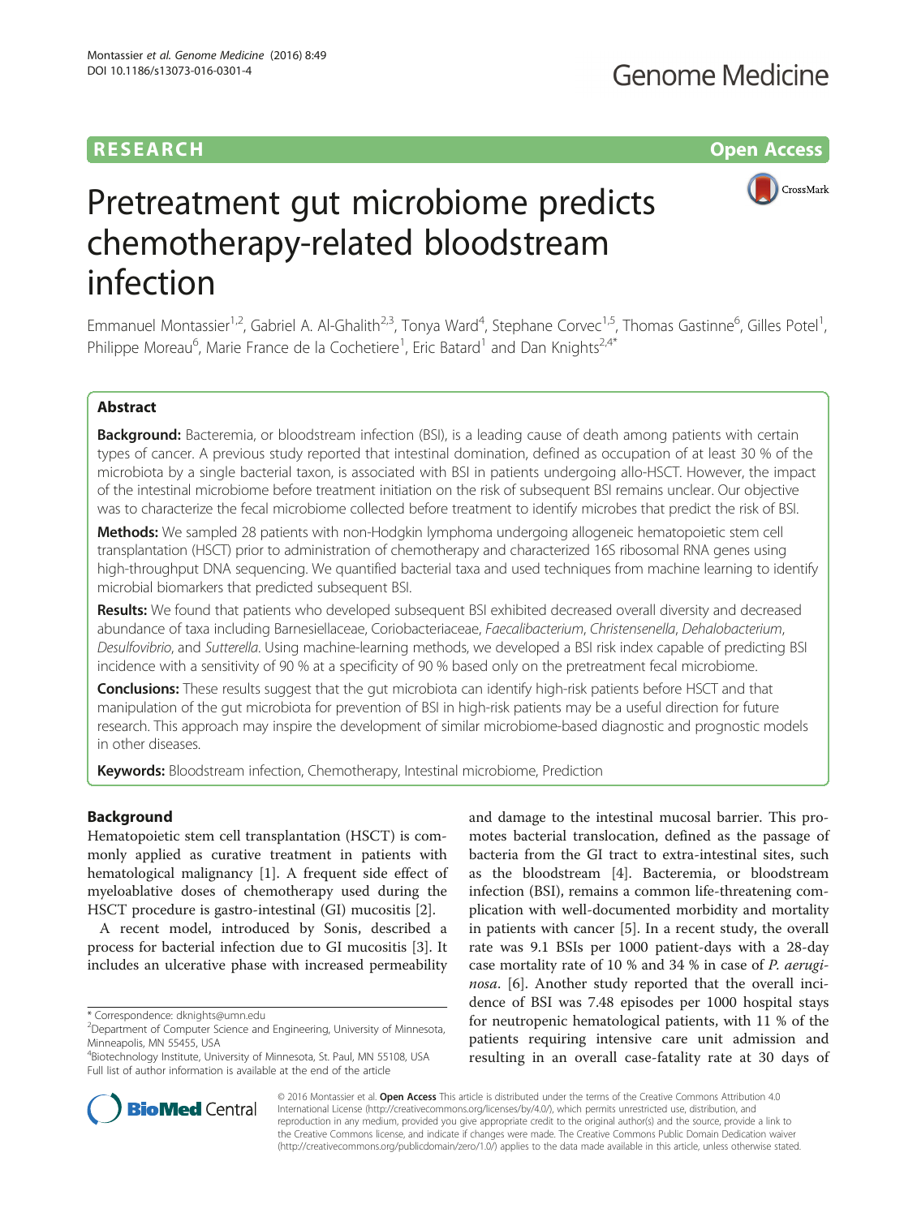RESEARCH Open Access

# Pretreatment gut microbiome predicts chemotherapy-related bloodstream infection

Emmanuel Montassier[1,2], Gabriel A. Al-Ghalith[2,3], Tonya Ward[4], Stephane Corvec[1,5], Thomas Gastinne[6], Gilles Potel[1], Philippe Moreau[6], Marie France de la Cochetiere[1], Eric Batard[1] and Dan Knights[2,4*]

## Abstract

**Background:** Bacteremia, or bloodstream infection (BSI), is a leading cause of death among patients with certain types of cancer. A previous study reported that intestinal domination, defined as occupation of at least 30 % of the microbiota by a single bacterial taxon, is associated with BSI in patients undergoing allo-HSCT. However, the impact of the intestinal microbiome before treatment initiation on the risk of subsequent BSI remains unclear. Our objective was to characterize the fecal microbiome collected before treatment to identify microbes that predict the risk of BSI.

**Methods:** We sampled 28 patients with non-Hodgkin lymphoma undergoing allogeneic hematopoietic stem cell transplantation (HSCT) prior to administration of chemotherapy and characterized 16S ribosomal RNA genes using high-throughput DNA sequencing. We quantified bacterial taxa and used techniques from machine learning to identify microbial biomarkers that predicted subsequent BSI.

**Results:** We found that patients who developed subsequent BSI exhibited decreased overall diversity and decreased abundance of taxa including Barnesiellaceae, Coriobacteriaceae, *Faecalibacterium*, *Christensenella*, *Dehalobacterium*, *Desulfovibrio*, and *Sutterella*. Using machine-learning methods, we developed a BSI risk index capable of predicting BSI incidence with a sensitivity of 90 % at a specificity of 90 % based only on the pretreatment fecal microbiome.

**Conclusions:** These results suggest that the gut microbiota can identify high-risk patients before HSCT and that manipulation of the gut microbiota for prevention of BSI in high-risk patients may be a useful direction for future research. This approach may inspire the development of similar microbiome-based diagnostic and prognostic models in other diseases.

**Keywords:** Bloodstream infection, Chemotherapy, Intestinal microbiome, Prediction

## Background

Hematopoietic stem cell transplantation (HSCT) is commonly applied as curative treatment in patients with hematological malignancy [1]. A frequent side effect of myeloablative doses of chemotherapy used during the HSCT procedure is gastro-intestinal (GI) mucositis [2].

A recent model, introduced by Sonis, described a process for bacterial infection due to GI mucositis [3]. It includes an ulcerative phase with increased permeability and damage to the intestinal mucosal barrier. This promotes bacterial translocation, defined as the passage of bacteria from the GI tract to extra-intestinal sites, such as the bloodstream [4]. Bacteremia, or bloodstream infection (BSI), remains a common life-threatening complication with well-documented morbidity and mortality in patients with cancer [5]. In a recent study, the overall rate was 9.1 BSIs per 1000 patient-days with a 28-day case mortality rate of 10 % and 34 % in case of *P. aeruginosa*. [6]. Another study reported that the overall incidence of BSI was 7.48 episodes per 1000 hospital stays for neutropenic hematological patients, with 11 % of the patients requiring intensive care unit admission and resulting in an overall case-fatality rate at 30 days of

* Correspondence: dknights@umn.edu
[2]Department of Computer Science and Engineering, University of Minnesota, Minneapolis, MN 55455, USA
[4]Biotechnology Institute, University of Minnesota, St. Paul, MN 55108, USA
Full list of author information is available at the end of the article

© 2016 Montassier et al. **Open Access** This article is distributed under the terms of the Creative Commons Attribution 4.0 International License (http://creativecommons.org/licenses/by/4.0/), which permits unrestricted use, distribution, and reproduction in any medium, provided you give appropriate credit to the original author(s) and the source, provide a link to the Creative Commons license, and indicate if changes were made. The Creative Commons Public Domain Dedication waiver (http://creativecommons.org/publicdomain/zero/1.0/) applies to the data made available in this article, unless otherwise stated.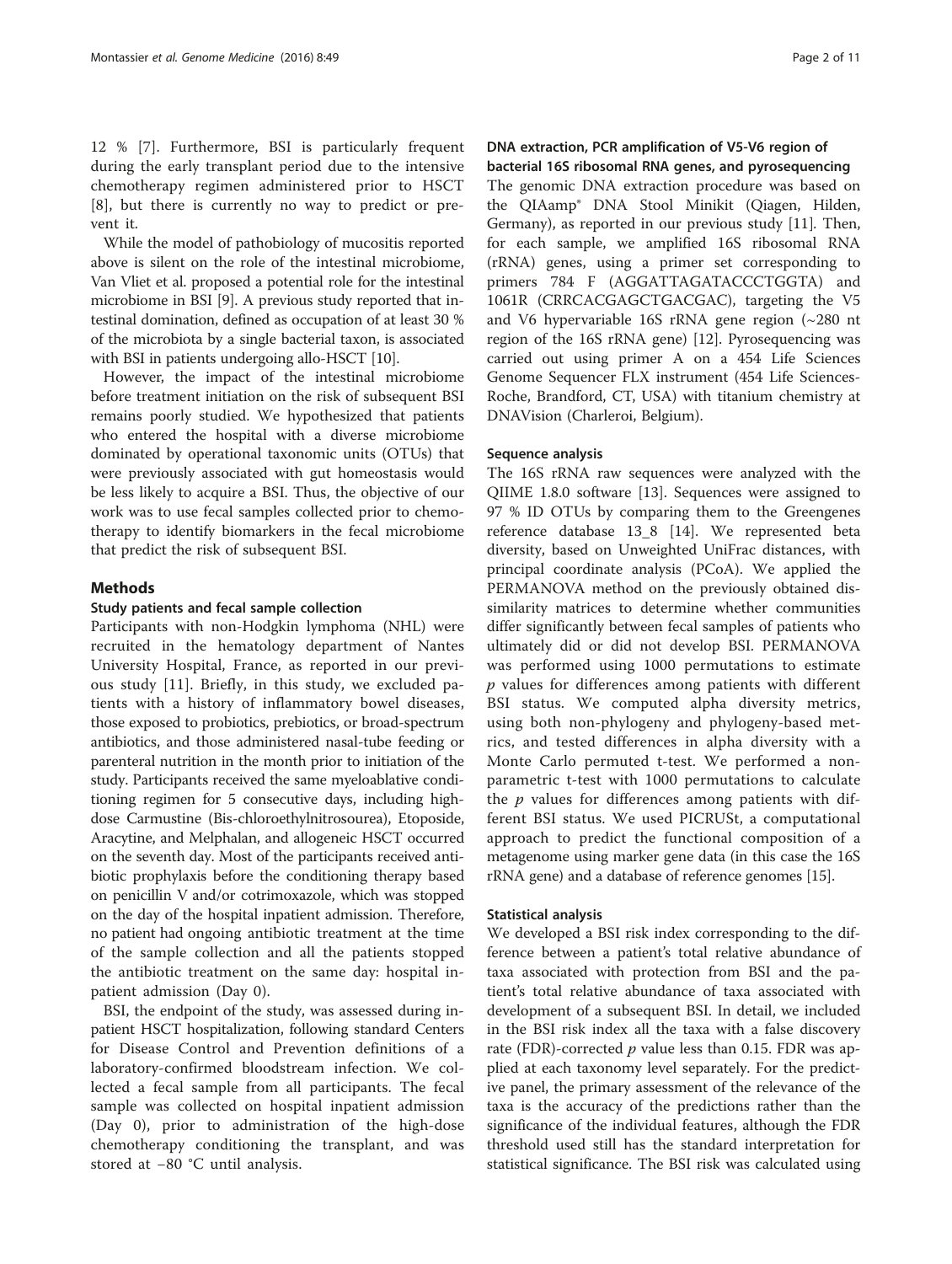12 % [7]. Furthermore, BSI is particularly frequent during the early transplant period due to the intensive chemotherapy regimen administered prior to HSCT [8], but there is currently no way to predict or prevent it.

While the model of pathobiology of mucositis reported above is silent on the role of the intestinal microbiome, Van Vliet et al. proposed a potential role for the intestinal microbiome in BSI [9]. A previous study reported that intestinal domination, defined as occupation of at least 30 % of the microbiota by a single bacterial taxon, is associated with BSI in patients undergoing allo-HSCT [10].

However, the impact of the intestinal microbiome before treatment initiation on the risk of subsequent BSI remains poorly studied. We hypothesized that patients who entered the hospital with a diverse microbiome dominated by operational taxonomic units (OTUs) that were previously associated with gut homeostasis would be less likely to acquire a BSI. Thus, the objective of our work was to use fecal samples collected prior to chemotherapy to identify biomarkers in the fecal microbiome that predict the risk of subsequent BSI.

## Methods

### Study patients and fecal sample collection

Participants with non-Hodgkin lymphoma (NHL) were recruited in the hematology department of Nantes University Hospital, France, as reported in our previous study [11]. Briefly, in this study, we excluded patients with a history of inflammatory bowel diseases, those exposed to probiotics, prebiotics, or broad-spectrum antibiotics, and those administered nasal-tube feeding or parenteral nutrition in the month prior to initiation of the study. Participants received the same myeloablative conditioning regimen for 5 consecutive days, including high-dose Carmustine (Bis-chloroethylnitrosourea), Etoposide, Aracytine, and Melphalan, and allogeneic HSCT occurred on the seventh day. Most of the participants received antibiotic prophylaxis before the conditioning therapy based on penicillin V and/or cotrimoxazole, which was stopped on the day of the hospital inpatient admission. Therefore, no patient had ongoing antibiotic treatment at the time of the sample collection and all the patients stopped the antibiotic treatment on the same day: hospital inpatient admission (Day 0).

BSI, the endpoint of the study, was assessed during inpatient HSCT hospitalization, following standard Centers for Disease Control and Prevention definitions of a laboratory-confirmed bloodstream infection. We collected a fecal sample from all participants. The fecal sample was collected on hospital inpatient admission (Day 0), prior to administration of the high-dose chemotherapy conditioning the transplant, and was stored at −80 °C until analysis.

### DNA extraction, PCR amplification of V5-V6 region of bacterial 16S ribosomal RNA genes, and pyrosequencing

The genomic DNA extraction procedure was based on the QIAamp® DNA Stool Minikit (Qiagen, Hilden, Germany), as reported in our previous study [11]. Then, for each sample, we amplified 16S ribosomal RNA (rRNA) genes, using a primer set corresponding to primers 784 F (AGGATTAGATACCCTGGTA) and 1061R (CRRCACGAGCTGACGAC), targeting the V5 and V6 hypervariable 16S rRNA gene region (~280 nt region of the 16S rRNA gene) [12]. Pyrosequencing was carried out using primer A on a 454 Life Sciences Genome Sequencer FLX instrument (454 Life Sciences-Roche, Brandford, CT, USA) with titanium chemistry at DNAVision (Charleroi, Belgium).

### Sequence analysis

The 16S rRNA raw sequences were analyzed with the QIIME 1.8.0 software [13]. Sequences were assigned to 97 % ID OTUs by comparing them to the Greengenes reference database 13_8 [14]. We represented beta diversity, based on Unweighted UniFrac distances, with principal coordinate analysis (PCoA). We applied the PERMANOVA method on the previously obtained dissimilarity matrices to determine whether communities differ significantly between fecal samples of patients who ultimately did or did not develop BSI. PERMANOVA was performed using 1000 permutations to estimate $p$ values for differences among patients with different BSI status. We computed alpha diversity metrics, using both non-phylogeny and phylogeny-based metrics, and tested differences in alpha diversity with a Monte Carlo permuted t-test. We performed a nonparametric t-test with 1000 permutations to calculate the $p$ values for differences among patients with different BSI status. We used PICRUSt, a computational approach to predict the functional composition of a metagenome using marker gene data (in this case the 16S rRNA gene) and a database of reference genomes [15].

### Statistical analysis

We developed a BSI risk index corresponding to the difference between a patient's total relative abundance of taxa associated with protection from BSI and the patient's total relative abundance of taxa associated with development of a subsequent BSI. In detail, we included in the BSI risk index all the taxa with a false discovery rate (FDR)-corrected $p$ value less than 0.15. FDR was applied at each taxonomy level separately. For the predictive panel, the primary assessment of the relevance of the taxa is the accuracy of the predictions rather than the significance of the individual features, although the FDR threshold used still has the standard interpretation for statistical significance. The BSI risk was calculated using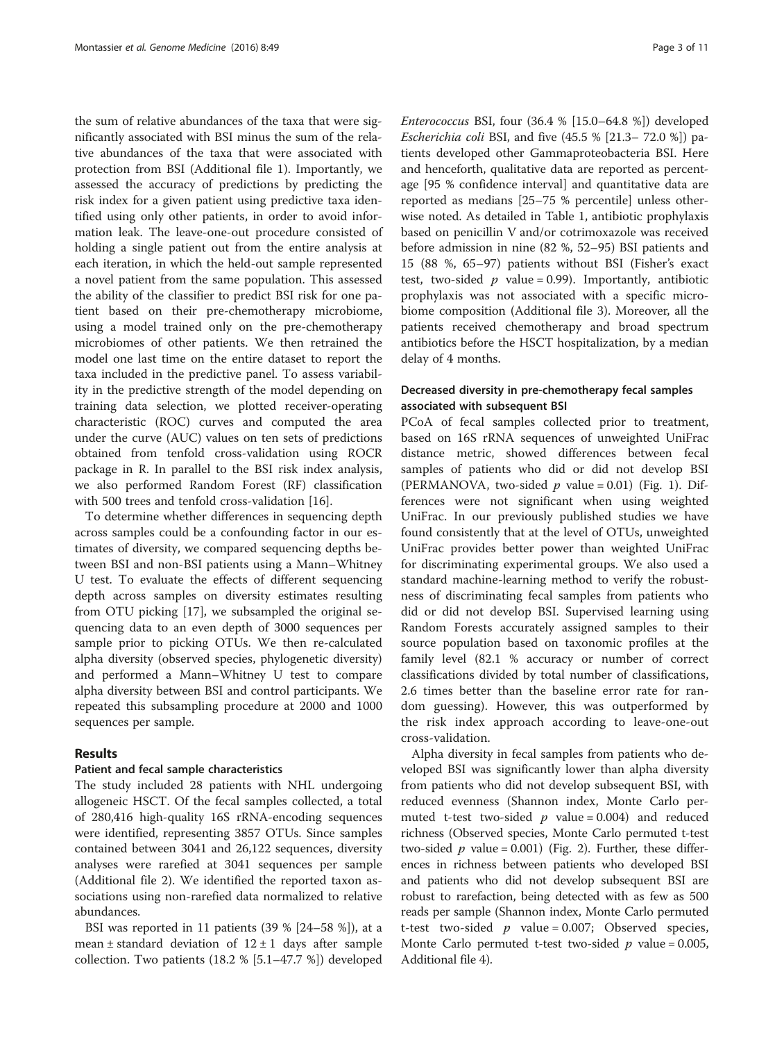the sum of relative abundances of the taxa that were significantly associated with BSI minus the sum of the relative abundances of the taxa that were associated with protection from BSI (Additional file 1). Importantly, we assessed the accuracy of predictions by predicting the risk index for a given patient using predictive taxa identified using only other patients, in order to avoid information leak. The leave-one-out procedure consisted of holding a single patient out from the entire analysis at each iteration, in which the held-out sample represented a novel patient from the same population. This assessed the ability of the classifier to predict BSI risk for one patient based on their pre-chemotherapy microbiome, using a model trained only on the pre-chemotherapy microbiomes of other patients. We then retrained the model one last time on the entire dataset to report the taxa included in the predictive panel. To assess variability in the predictive strength of the model depending on training data selection, we plotted receiver-operating characteristic (ROC) curves and computed the area under the curve (AUC) values on ten sets of predictions obtained from tenfold cross-validation using ROCR package in R. In parallel to the BSI risk index analysis, we also performed Random Forest (RF) classification with 500 trees and tenfold cross-validation [16].

To determine whether differences in sequencing depth across samples could be a confounding factor in our estimates of diversity, we compared sequencing depths between BSI and non-BSI patients using a Mann–Whitney U test. To evaluate the effects of different sequencing depth across samples on diversity estimates resulting from OTU picking [17], we subsampled the original sequencing data to an even depth of 3000 sequences per sample prior to picking OTUs. We then re-calculated alpha diversity (observed species, phylogenetic diversity) and performed a Mann–Whitney U test to compare alpha diversity between BSI and control participants. We repeated this subsampling procedure at 2000 and 1000 sequences per sample.

## Results

### Patient and fecal sample characteristics

The study included 28 patients with NHL undergoing allogeneic HSCT. Of the fecal samples collected, a total of 280,416 high-quality 16S rRNA-encoding sequences were identified, representing 3857 OTUs. Since samples contained between 3041 and 26,122 sequences, diversity analyses were rarefied at 3041 sequences per sample (Additional file 2). We identified the reported taxon associations using non-rarefied data normalized to relative abundances.

BSI was reported in 11 patients (39 % [24–58 %]), at a mean ± standard deviation of 12 ± 1 days after sample collection. Two patients (18.2 % [5.1–47.7 %]) developed *Enterococcus* BSI, four (36.4 % [15.0–64.8 %]) developed *Escherichia coli* BSI, and five (45.5 % [21.3– 72.0 %]) patients developed other Gammaproteobacteria BSI. Here and henceforth, qualitative data are reported as percentage [95 % confidence interval] and quantitative data are reported as medians [25–75 % percentile] unless otherwise noted. As detailed in Table 1, antibiotic prophylaxis based on penicillin V and/or cotrimoxazole was received before admission in nine (82 %, 52–95) BSI patients and 15 (88 %, 65–97) patients without BSI (Fisher's exact test, two-sided $p$ value = 0.99). Importantly, antibiotic prophylaxis was not associated with a specific microbiome composition (Additional file 3). Moreover, all the patients received chemotherapy and broad spectrum antibiotics before the HSCT hospitalization, by a median delay of 4 months.

### Decreased diversity in pre-chemotherapy fecal samples associated with subsequent BSI

PCoA of fecal samples collected prior to treatment, based on 16S rRNA sequences of unweighted UniFrac distance metric, showed differences between fecal samples of patients who did or did not develop BSI (PERMANOVA, two-sided $p$ value = 0.01) (Fig. 1). Differences were not significant when using weighted UniFrac. In our previously published studies we have found consistently that at the level of OTUs, unweighted UniFrac provides better power than weighted UniFrac for discriminating experimental groups. We also used a standard machine-learning method to verify the robustness of discriminating fecal samples from patients who did or did not develop BSI. Supervised learning using Random Forests accurately assigned samples to their source population based on taxonomic profiles at the family level (82.1 % accuracy or number of correct classifications divided by total number of classifications, 2.6 times better than the baseline error rate for random guessing). However, this was outperformed by the risk index approach according to leave-one-out cross-validation.

Alpha diversity in fecal samples from patients who developed BSI was significantly lower than alpha diversity from patients who did not develop subsequent BSI, with reduced evenness (Shannon index, Monte Carlo permuted t-test two-sided $p$ value = 0.004) and reduced richness (Observed species, Monte Carlo permuted t-test two-sided $p$ value = 0.001) (Fig. 2). Further, these differences in richness between patients who developed BSI and patients who did not develop subsequent BSI are robust to rarefaction, being detected with as few as 500 reads per sample (Shannon index, Monte Carlo permuted t-test two-sided $p$ value = 0.007; Observed species, Monte Carlo permuted t-test two-sided $p$ value = 0.005, Additional file 4).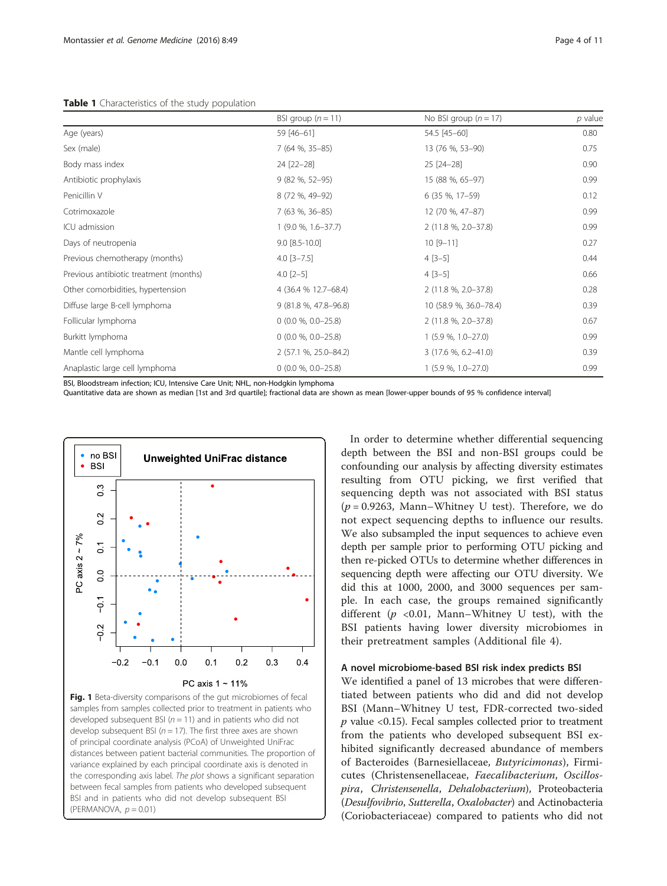**Table 1** Characteristics of the study population

| | BSI group ($n = 11$) | No BSI group ($n = 17$) | $p$ value |
|---|---|---|---|
| Age (years) | 59 [46–61] | 54.5 [45–60] | 0.80 |
| Sex (male) | 7 (64 %, 35–85) | 13 (76 %, 53–90) | 0.75 |
| Body mass index | 24 [22–28] | 25 [24–28] | 0.90 |
| Antibiotic prophylaxis | 9 (82 %, 52–95) | 15 (88 %, 65–97) | 0.99 |
| Penicillin V | 8 (72 %, 49–92) | 6 (35 %, 17–59) | 0.12 |
| Cotrimoxazole | 7 (63 %, 36–85) | 12 (70 %, 47–87) | 0.99 |
| ICU admission | 1 (9.0 %, 1.6–37.7) | 2 (11.8 %, 2.0–37.8) | 0.99 |
| Days of neutropenia | 9.0 [8.5-10.0] | 10 [9–11] | 0.27 |
| Previous chemotherapy (months) | 4.0 [3–7.5] | 4 [3–5] | 0.44 |
| Previous antibiotic treatment (months) | 4.0 [2–5] | 4 [3–5] | 0.66 |
| Other comorbidities, hypertension | 4 (36.4 % 12.7–68.4) | 2 (11.8 %, 2.0–37.8) | 0.28 |
| Diffuse large B-cell lymphoma | 9 (81.8 %, 47.8–96.8) | 10 (58.9 %, 36.0–78.4) | 0.39 |
| Follicular lymphoma | 0 (0.0 %, 0.0–25.8) | 2 (11.8 %, 2.0–37.8) | 0.67 |
| Burkitt lymphoma | 0 (0.0 %, 0.0–25.8) | 1 (5.9 %, 1.0–27.0) | 0.99 |
| Mantle cell lymphoma | 2 (57.1 %, 25.0–84.2) | 3 (17.6 %, 6.2–41.0) | 0.39 |
| Anaplastic large cell lymphoma | 0 (0.0 %, 0.0–25.8) | 1 (5.9 %, 1.0–27.0) | 0.99 |

BSI, Bloodstream infection; ICU, Intensive Care Unit; NHL, non-Hodgkin lymphoma
Quantitative data are shown as median [1st and 3rd quartile]; fractional data are shown as mean [lower-upper bounds of 95 % confidence interval]

**Fig. 1** Beta-diversity comparisons of the gut microbiomes of fecal samples from samples collected prior to treatment in patients who developed subsequent BSI ($n = 11$) and in patients who did not develop subsequent BSI ($n = 17$). The first three axes are shown of principal coordinate analysis (PCoA) of Unweighted UniFrac distances between patient bacterial communities. The proportion of variance explained by each principal coordinate axis is denoted in the corresponding axis label. *The plot* shows a significant separation between fecal samples from patients who developed subsequent BSI and in patients who did not develop subsequent BSI (PERMANOVA, $p = 0.01$)

In order to determine whether differential sequencing depth between the BSI and non-BSI groups could be confounding our analysis by affecting diversity estimates resulting from OTU picking, we first verified that sequencing depth was not associated with BSI status ($p = 0.9263$, Mann–Whitney U test). Therefore, we do not expect sequencing depths to influence our results. We also subsampled the input sequences to achieve even depth per sample prior to performing OTU picking and then re-picked OTUs to determine whether differences in sequencing depth were affecting our OTU diversity. We did this at 1000, 2000, and 3000 sequences per sample. In each case, the groups remained significantly different ($p < 0.01$, Mann–Whitney U test), with the BSI patients having lower diversity microbiomes in their pretreatment samples (Additional file 4).

### A novel microbiome-based BSI risk index predicts BSI

We identified a panel of 13 microbes that were differentiated between patients who did and did not develop BSI (Mann–Whitney U test, FDR-corrected two-sided $p$ value <0.15). Fecal samples collected prior to treatment from the patients who developed subsequent BSI exhibited significantly decreased abundance of members of Bacteroides (Barnesiellaceae, *Butyricimonas*), Firmicutes (Christensenellaceae, *Faecalibacterium*, *Oscillospira*, *Christensenella*, *Dehalobacterium*), Proteobacteria (*Desulfovibrio*, *Sutterella*, *Oxalobacter*) and Actinobacteria (Coriobacteriaceae) compared to patients who did not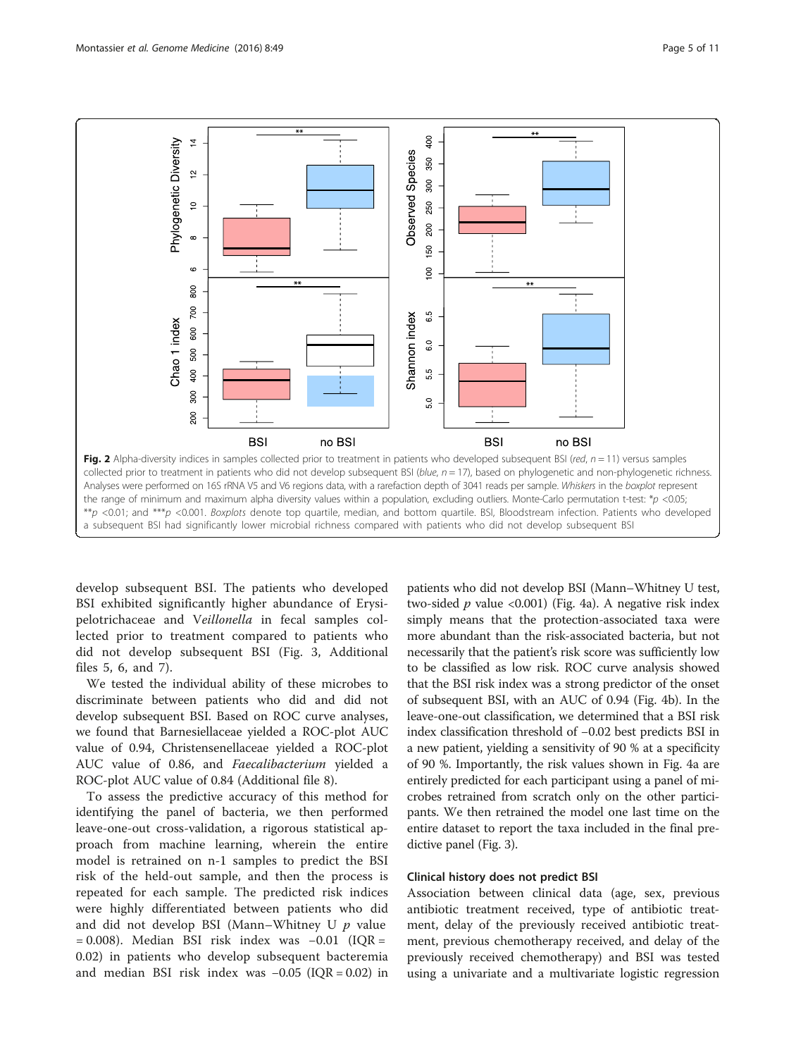Fig. 2 Alpha-diversity indices in samples collected prior to treatment in patients who developed subsequent BSI (*red*, $n = 11$) versus samples collected prior to treatment in patients who did not develop subsequent BSI (*blue*, $n = 17$), based on phylogenetic and non-phylogenetic richness. Analyses were performed on 16S rRNA V5 and V6 regions data, with a rarefaction depth of 3041 reads per sample. *Whiskers* in the *boxplot* represent the range of minimum and maximum alpha diversity values within a population, excluding outliers. Monte-Carlo permutation t-test: *$p$ <0.05; **$p$ <0.01; and ***$p$ <0.001. *Boxplots* denote top quartile, median, and bottom quartile. BSI, Bloodstream infection. Patients who developed a subsequent BSI had significantly lower microbial richness compared with patients who did not develop subsequent BSI

develop subsequent BSI. The patients who developed BSI exhibited significantly higher abundance of Erysipelotrichaceae and *Veillonella* in fecal samples collected prior to treatment compared to patients who did not develop subsequent BSI (Fig. 3, Additional files 5, 6, and 7).

We tested the individual ability of these microbes to discriminate between patients who did and did not develop subsequent BSI. Based on ROC curve analyses, we found that Barnesiellaceae yielded a ROC-plot AUC value of 0.94, Christensenellaceae yielded a ROC-plot AUC value of 0.86, and *Faecalibacterium* yielded a ROC-plot AUC value of 0.84 (Additional file 8).

To assess the predictive accuracy of this method for identifying the panel of bacteria, we then performed leave-one-out cross-validation, a rigorous statistical approach from machine learning, wherein the entire model is retrained on n-1 samples to predict the BSI risk of the held-out sample, and then the process is repeated for each sample. The predicted risk indices were highly differentiated between patients who did and did not develop BSI (Mann–Whitney U $p$ value = 0.008). Median BSI risk index was −0.01 (IQR = 0.02) in patients who develop subsequent bacteremia and median BSI risk index was −0.05 (IQR = 0.02) in patients who did not develop BSI (Mann–Whitney U test, two-sided $p$ value <0.001) (Fig. 4a). A negative risk index simply means that the protection-associated taxa were more abundant than the risk-associated bacteria, but not necessarily that the patient's risk score was sufficiently low to be classified as low risk. ROC curve analysis showed that the BSI risk index was a strong predictor of the onset of subsequent BSI, with an AUC of 0.94 (Fig. 4b). In the leave-one-out classification, we determined that a BSI risk index classification threshold of −0.02 best predicts BSI in a new patient, yielding a sensitivity of 90 % at a specificity of 90 %. Importantly, the risk values shown in Fig. 4a are entirely predicted for each participant using a panel of microbes retrained from scratch only on the other participants. We then retrained the model one last time on the entire dataset to report the taxa included in the final predictive panel (Fig. 3).

### Clinical history does not predict BSI

Association between clinical data (age, sex, previous antibiotic treatment received, type of antibiotic treatment, delay of the previously received antibiotic treatment, previous chemotherapy received, and delay of the previously received chemotherapy) and BSI was tested using a univariate and a multivariate logistic regression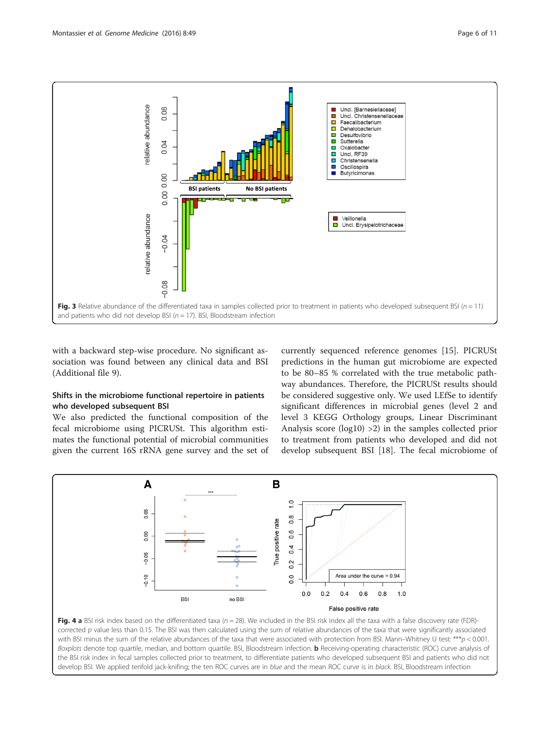Fig. 3 Relative abundance of the differentiated taxa in samples collected prior to treatment in patients who developed subsequent BSI ($n = 11$) and patients who did not develop BSI ($n = 17$). BSI, Bloodstream infection

with a backward step-wise procedure. No significant association was found between any clinical data and BSI (Additional file 9).

### Shifts in the microbiome functional repertoire in patients who developed subsequent BSI

We also predicted the functional composition of the fecal microbiome using PICRUSt. This algorithm estimates the functional potential of microbial communities given the current 16S rRNA gene survey and the set of currently sequenced reference genomes [15]. PICRUSt predictions in the human gut microbiome are expected to be 80–85 % correlated with the true metabolic pathway abundances. Therefore, the PICRUSt results should be considered suggestive only. We used LEfSe to identify significant differences in microbial genes (level 2 and level 3 KEGG Orthology groups, Linear Discriminant Analysis score (log10) >2) in the samples collected prior to treatment from patients who developed and did not develop subsequent BSI [18]. The fecal microbiome of

**Fig. 4 a** BSI risk index based on the differentiated taxa ($n = 28$). We included in the BSI risk index all the taxa with a false discovery rate (FDR)-corrected *p* value less than 0.15. The BSI was then calculated using the sum of relative abundances of the taxa that were significantly associated with BSI minus the sum of the relative abundances of the taxa that were associated with protection from BSI. Mann–Whitney U test: ***$p < 0.001$. *Boxplots* denote top quartile, median, and bottom quartile. BSI, Bloodstream infection. **b** Receiving-operating characteristic (ROC) curve analysis of the BSI risk index in fecal samples collected prior to treatment, to differentiate patients who developed subsequent BSI and patients who did not develop BSI. We applied tenfold jack-knifing; the ten ROC curves are in *blue* and the mean ROC curve is in *black*. BSI, Bloodstream infection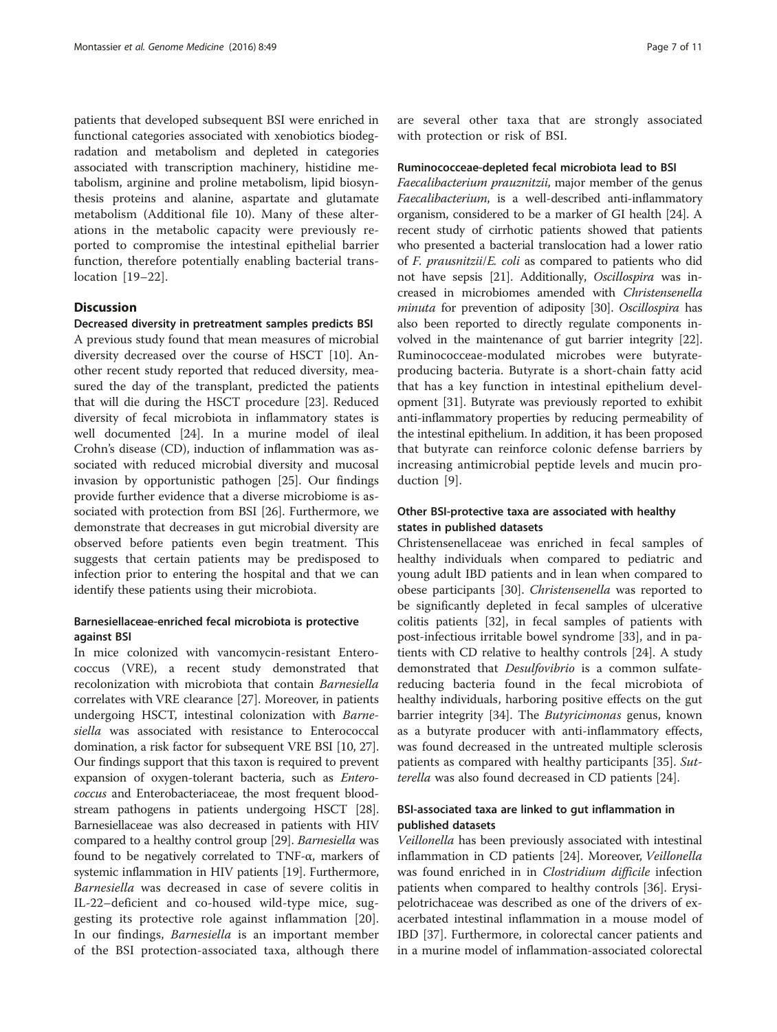patients that developed subsequent BSI were enriched in functional categories associated with xenobiotics biodegradation and metabolism and depleted in categories associated with transcription machinery, histidine metabolism, arginine and proline metabolism, lipid biosynthesis proteins and alanine, aspartate and glutamate metabolism (Additional file 10). Many of these alterations in the metabolic capacity were previously reported to compromise the intestinal epithelial barrier function, therefore potentially enabling bacterial translocation [19–22].

## Discussion

### Decreased diversity in pretreatment samples predicts BSI

A previous study found that mean measures of microbial diversity decreased over the course of HSCT [10]. Another recent study reported that reduced diversity, measured the day of the transplant, predicted the patients that will die during the HSCT procedure [23]. Reduced diversity of fecal microbiota in inflammatory states is well documented [24]. In a murine model of ileal Crohn's disease (CD), induction of inflammation was associated with reduced microbial diversity and mucosal invasion by opportunistic pathogen [25]. Our findings provide further evidence that a diverse microbiome is associated with protection from BSI [26]. Furthermore, we demonstrate that decreases in gut microbial diversity are observed before patients even begin treatment. This suggests that certain patients may be predisposed to infection prior to entering the hospital and that we can identify these patients using their microbiota.

### Barnesiellaceae-enriched fecal microbiota is protective against BSI

In mice colonized with vancomycin-resistant Enterococcus (VRE), a recent study demonstrated that recolonization with microbiota that contain *Barnesiella* correlates with VRE clearance [27]. Moreover, in patients undergoing HSCT, intestinal colonization with *Barnesiella* was associated with resistance to Enterococcal domination, a risk factor for subsequent VRE BSI [10, 27]. Our findings support that this taxon is required to prevent expansion of oxygen-tolerant bacteria, such as *Enterococcus* and Enterobacteriaceae, the most frequent bloodstream pathogens in patients undergoing HSCT [28]. Barnesiellaceae was also decreased in patients with HIV compared to a healthy control group [29]. *Barnesiella* was found to be negatively correlated to TNF-α, markers of systemic inflammation in HIV patients [19]. Furthermore, *Barnesiella* was decreased in case of severe colitis in IL-22–deficient and co-housed wild-type mice, suggesting its protective role against inflammation [20]. In our findings, *Barnesiella* is an important member of the BSI protection-associated taxa, although there are several other taxa that are strongly associated with protection or risk of BSI.

### Ruminococceae-depleted fecal microbiota lead to BSI

*Faecalibacterium prauznitzii*, major member of the genus *Faecalibacterium*, is a well-described anti-inflammatory organism, considered to be a marker of GI health [24]. A recent study of cirrhotic patients showed that patients who presented a bacterial translocation had a lower ratio of *F. prausnitzii*/*E. coli* as compared to patients who did not have sepsis [21]. Additionally, *Oscillospira* was increased in microbiomes amended with *Christensenella minuta* for prevention of adiposity [30]. *Oscillospira* has also been reported to directly regulate components involved in the maintenance of gut barrier integrity [22]. Ruminococceae-modulated microbes were butyrate-producing bacteria. Butyrate is a short-chain fatty acid that has a key function in intestinal epithelium development [31]. Butyrate was previously reported to exhibit anti-inflammatory properties by reducing permeability of the intestinal epithelium. In addition, it has been proposed that butyrate can reinforce colonic defense barriers by increasing antimicrobial peptide levels and mucin production [9].

### Other BSI-protective taxa are associated with healthy states in published datasets

Christensenellaceae was enriched in fecal samples of healthy individuals when compared to pediatric and young adult IBD patients and in lean when compared to obese participants [30]. *Christensenella* was reported to be significantly depleted in fecal samples of ulcerative colitis patients [32], in fecal samples of patients with post-infectious irritable bowel syndrome [33], and in patients with CD relative to healthy controls [24]. A study demonstrated that *Desulfovibrio* is a common sulfate-reducing bacteria found in the fecal microbiota of healthy individuals, harboring positive effects on the gut barrier integrity [34]. The *Butyricimonas* genus, known as a butyrate producer with anti-inflammatory effects, was found decreased in the untreated multiple sclerosis patients as compared with healthy participants [35]. *Sutterela* was also found decreased in CD patients [24].

### BSI-associated taxa are linked to gut inflammation in published datasets

*Veillonella* has been previously associated with intestinal inflammation in CD patients [24]. Moreover, *Veillonella* was found enriched in in *Clostridium difficile* infection patients when compared to healthy controls [36]. Erysipelotrichaceae was described as one of the drivers of exacerbated intestinal inflammation in a mouse model of IBD [37]. Furthermore, in colorectal cancer patients and in a murine model of inflammation-associated colorectal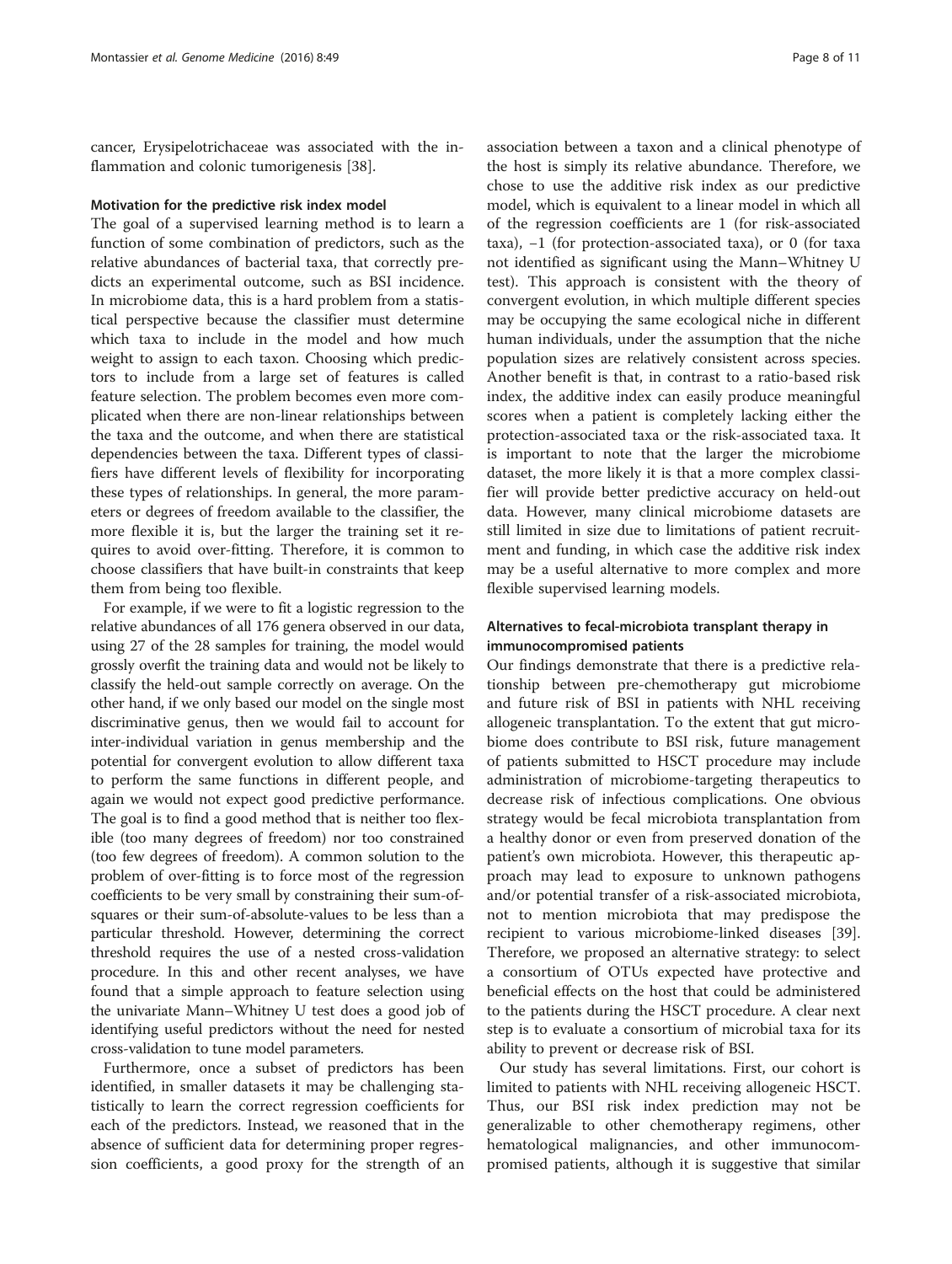cancer, Erysipelotrichaceae was associated with the inflammation and colonic tumorigenesis [38].

#### Motivation for the predictive risk index model

The goal of a supervised learning method is to learn a function of some combination of predictors, such as the relative abundances of bacterial taxa, that correctly predicts an experimental outcome, such as BSI incidence. In microbiome data, this is a hard problem from a statistical perspective because the classifier must determine which taxa to include in the model and how much weight to assign to each taxon. Choosing which predictors to include from a large set of features is called feature selection. The problem becomes even more complicated when there are non-linear relationships between the taxa and the outcome, and when there are statistical dependencies between the taxa. Different types of classifiers have different levels of flexibility for incorporating these types of relationships. In general, the more parameters or degrees of freedom available to the classifier, the more flexible it is, but the larger the training set it requires to avoid over-fitting. Therefore, it is common to choose classifiers that have built-in constraints that keep them from being too flexible.

For example, if we were to fit a logistic regression to the relative abundances of all 176 genera observed in our data, using 27 of the 28 samples for training, the model would grossly overfit the training data and would not be likely to classify the held-out sample correctly on average. On the other hand, if we only based our model on the single most discriminative genus, then we would fail to account for inter-individual variation in genus membership and the potential for convergent evolution to allow different taxa to perform the same functions in different people, and again we would not expect good predictive performance. The goal is to find a good method that is neither too flexible (too many degrees of freedom) nor too constrained (too few degrees of freedom). A common solution to the problem of over-fitting is to force most of the regression coefficients to be very small by constraining their sum-of-squares or their sum-of-absolute-values to be less than a particular threshold. However, determining the correct threshold requires the use of a nested cross-validation procedure. In this and other recent analyses, we have found that a simple approach to feature selection using the univariate Mann–Whitney U test does a good job of identifying useful predictors without the need for nested cross-validation to tune model parameters.

Furthermore, once a subset of predictors has been identified, in smaller datasets it may be challenging statistically to learn the correct regression coefficients for each of the predictors. Instead, we reasoned that in the absence of sufficient data for determining proper regression coefficients, a good proxy for the strength of an association between a taxon and a clinical phenotype of the host is simply its relative abundance. Therefore, we chose to use the additive risk index as our predictive model, which is equivalent to a linear model in which all of the regression coefficients are 1 (for risk-associated taxa), −1 (for protection-associated taxa), or 0 (for taxa not identified as significant using the Mann–Whitney U test). This approach is consistent with the theory of convergent evolution, in which multiple different species may be occupying the same ecological niche in different human individuals, under the assumption that the niche population sizes are relatively consistent across species. Another benefit is that, in contrast to a ratio-based risk index, the additive index can easily produce meaningful scores when a patient is completely lacking either the protection-associated taxa or the risk-associated taxa. It is important to note that the larger the microbiome dataset, the more likely it is that a more complex classifier will provide better predictive accuracy on held-out data. However, many clinical microbiome datasets are still limited in size due to limitations of patient recruitment and funding, in which case the additive risk index may be a useful alternative to more complex and more flexible supervised learning models.

#### Alternatives to fecal-microbiota transplant therapy in immunocompromised patients

Our findings demonstrate that there is a predictive relationship between pre-chemotherapy gut microbiome and future risk of BSI in patients with NHL receiving allogeneic transplantation. To the extent that gut microbiome does contribute to BSI risk, future management of patients submitted to HSCT procedure may include administration of microbiome-targeting therapeutics to decrease risk of infectious complications. One obvious strategy would be fecal microbiota transplantation from a healthy donor or even from preserved donation of the patient's own microbiota. However, this therapeutic approach may lead to exposure to unknown pathogens and/or potential transfer of a risk-associated microbiota, not to mention microbiota that may predispose the recipient to various microbiome-linked diseases [39]. Therefore, we proposed an alternative strategy: to select a consortium of OTUs expected have protective and beneficial effects on the host that could be administered to the patients during the HSCT procedure. A clear next step is to evaluate a consortium of microbial taxa for its ability to prevent or decrease risk of BSI.

Our study has several limitations. First, our cohort is limited to patients with NHL receiving allogeneic HSCT. Thus, our BSI risk index prediction may not be generalizable to other chemotherapy regimens, other hematological malignancies, and other immunocompromised patients, although it is suggestive that similar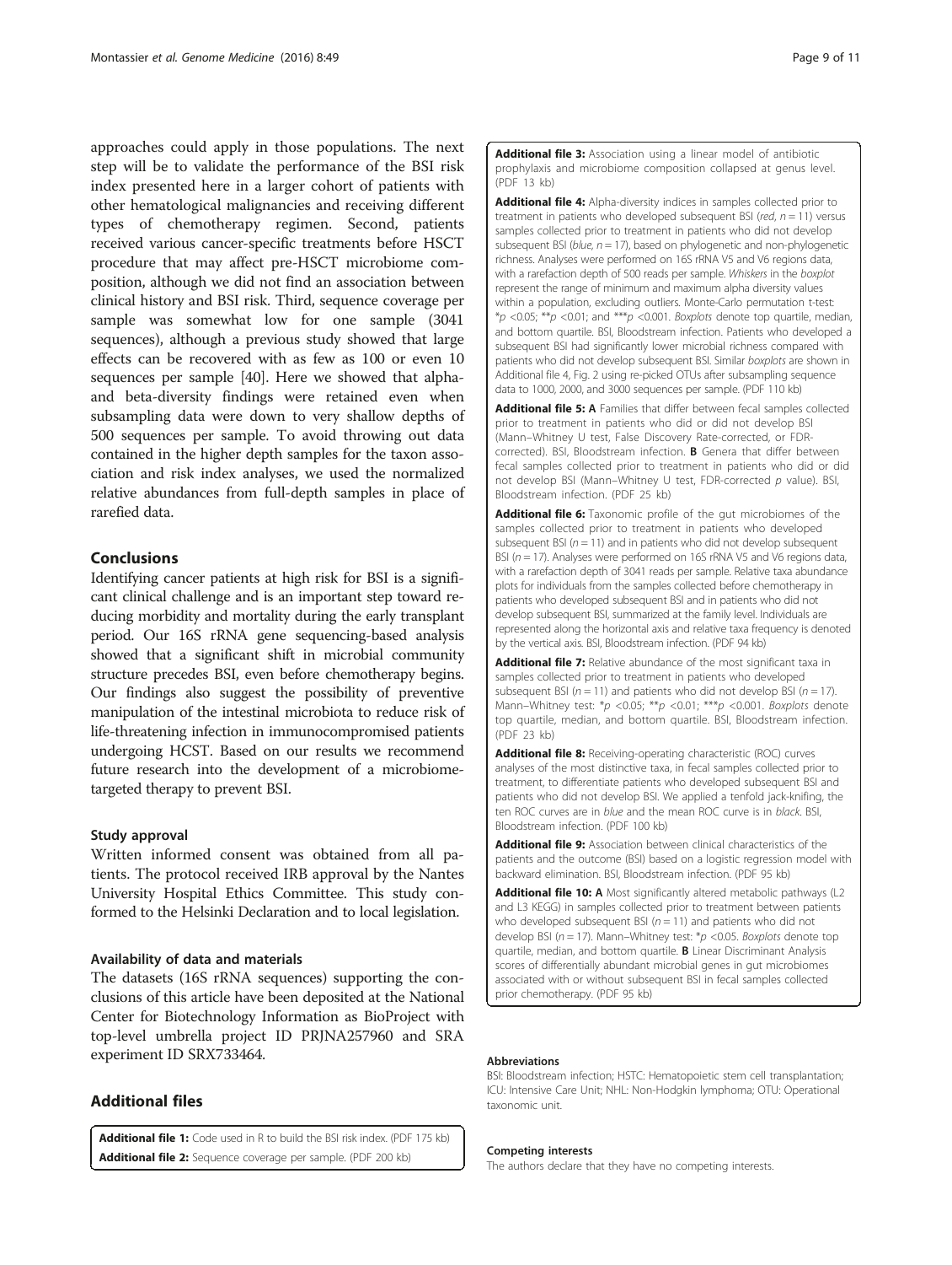approaches could apply in those populations. The next step will be to validate the performance of the BSI risk index presented here in a larger cohort of patients with other hematological malignancies and receiving different types of chemotherapy regimen. Second, patients received various cancer-specific treatments before HSCT procedure that may affect pre-HSCT microbiome composition, although we did not find an association between clinical history and BSI risk. Third, sequence coverage per sample was somewhat low for one sample (3041 sequences), although a previous study showed that large effects can be recovered with as few as 100 or even 10 sequences per sample [40]. Here we showed that alpha- and beta-diversity findings were retained even when subsampling data were down to very shallow depths of 500 sequences per sample. To avoid throwing out data contained in the higher depth samples for the taxon association and risk index analyses, we used the normalized relative abundances from full-depth samples in place of rarefied data.

## Conclusions

Identifying cancer patients at high risk for BSI is a significant clinical challenge and is an important step toward reducing morbidity and mortality during the early transplant period. Our 16S rRNA gene sequencing-based analysis showed that a significant shift in microbial community structure precedes BSI, even before chemotherapy begins. Our findings also suggest the possibility of preventive manipulation of the intestinal microbiota to reduce risk of life-threatening infection in immunocompromised patients undergoing HCST. Based on our results we recommend future research into the development of a microbiome-targeted therapy to prevent BSI.

### Study approval

Written informed consent was obtained from all patients. The protocol received IRB approval by the Nantes University Hospital Ethics Committee. This study conformed to the Helsinki Declaration and to local legislation.

### Availability of data and materials

The datasets (16S rRNA sequences) supporting the conclusions of this article have been deposited at the National Center for Biotechnology Information as BioProject with top-level umbrella project ID PRJNA257960 and SRA experiment ID SRX733464.

## Additional files

**Additional file 1:** Code used in R to build the BSI risk index. (PDF 175 kb)

**Additional file 2:** Sequence coverage per sample. (PDF 200 kb)

**Additional file 3:** Association using a linear model of antibiotic prophylaxis and microbiome composition collapsed at genus level. (PDF 13 kb)

**Additional file 4:** Alpha-diversity indices in samples collected prior to treatment in patients who developed subsequent BSI (*red*, $n = 11$) versus samples collected prior to treatment in patients who did not develop subsequent BSI (*blue*, $n = 17$), based on phylogenetic and non-phylogenetic richness. Analyses were performed on 16S rRNA V5 and V6 regions data, with a rarefaction depth of 500 reads per sample. *Whiskers* in the *boxplot* represent the range of minimum and maximum alpha diversity values within a population, excluding outliers. Monte-Carlo permutation t-test: \*$p < 0.05$; \*\*$p < 0.01$; and \*\*\*$p < 0.001$. *Boxplots* denote top quartile, median, and bottom quartile. BSI, Bloodstream infection. Patients who developed a subsequent BSI had significantly lower microbial richness compared with patients who did not develop subsequent BSI. Similar *boxplots* are shown in Additional file 4, Fig. 2 using re-picked OTUs after subsampling sequence data to 1000, 2000, and 3000 sequences per sample. (PDF 110 kb)

**Additional file 5: A** Families that differ between fecal samples collected prior to treatment in patients who did or did not develop BSI (Mann–Whitney U test, False Discovery Rate-corrected, or FDR-corrected). BSI, Bloodstream infection. **B** Genera that differ between fecal samples collected prior to treatment in patients who did or did not develop BSI (Mann–Whitney U test, FDR-corrected *p* value). BSI, Bloodstream infection. (PDF 25 kb)

**Additional file 6:** Taxonomic profile of the gut microbiomes of the samples collected prior to treatment in patients who developed subsequent BSI ($n = 11$) and in patients who did not develop subsequent BSI ($n = 17$). Analyses were performed on 16S rRNA V5 and V6 regions data, with a rarefaction depth of 3041 reads per sample. Relative taxa abundance plots for individuals from the samples collected before chemotherapy in patients who developed subsequent BSI and in patients who did not develop subsequent BSI, summarized at the family level. Individuals are represented along the horizontal axis and relative taxa frequency is denoted by the vertical axis. BSI, Bloodstream infection. (PDF 94 kb)

**Additional file 7:** Relative abundance of the most significant taxa in samples collected prior to treatment in patients who developed subsequent BSI ($n = 11$) and patients who did not develop BSI ($n = 17$). Mann–Whitney test: \*$p < 0.05$; \*\*$p < 0.01$; \*\*\*$p < 0.001$. *Boxplots* denote top quartile, median, and bottom quartile. BSI, Bloodstream infection. (PDF 23 kb)

**Additional file 8:** Receiving-operating characteristic (ROC) curves analyses of the most distinctive taxa, in fecal samples collected prior to treatment, to differentiate patients who developed subsequent BSI and patients who did not develop BSI. We applied a tenfold jack-knifing, the ten ROC curves are in *blue* and the mean ROC curve is in *black*. BSI, Bloodstream infection. (PDF 100 kb)

**Additional file 9:** Association between clinical characteristics of the patients and the outcome (BSI) based on a logistic regression model with backward elimination. BSI, Bloodstream infection. (PDF 95 kb)

**Additional file 10: A** Most significantly altered metabolic pathways (L2 and L3 KEGG) in samples collected prior to treatment between patients who developed subsequent BSI ($n = 11$) and patients who did not develop BSI ($n = 17$). Mann–Whitney test: \*$p < 0.05$. *Boxplots* denote top quartile, median, and bottom quartile. **B** Linear Discriminant Analysis scores of differentially abundant microbial genes in gut microbiomes associated with or without subsequent BSI in fecal samples collected prior chemotherapy. (PDF 95 kb)

#### Abbreviations

BSI: Bloodstream infection; HSTC: Hematopoietic stem cell transplantation; ICU: Intensive Care Unit; NHL: Non-Hodgkin lymphoma; OTU: Operational taxonomic unit.

#### Competing interests

The authors declare that they have no competing interests.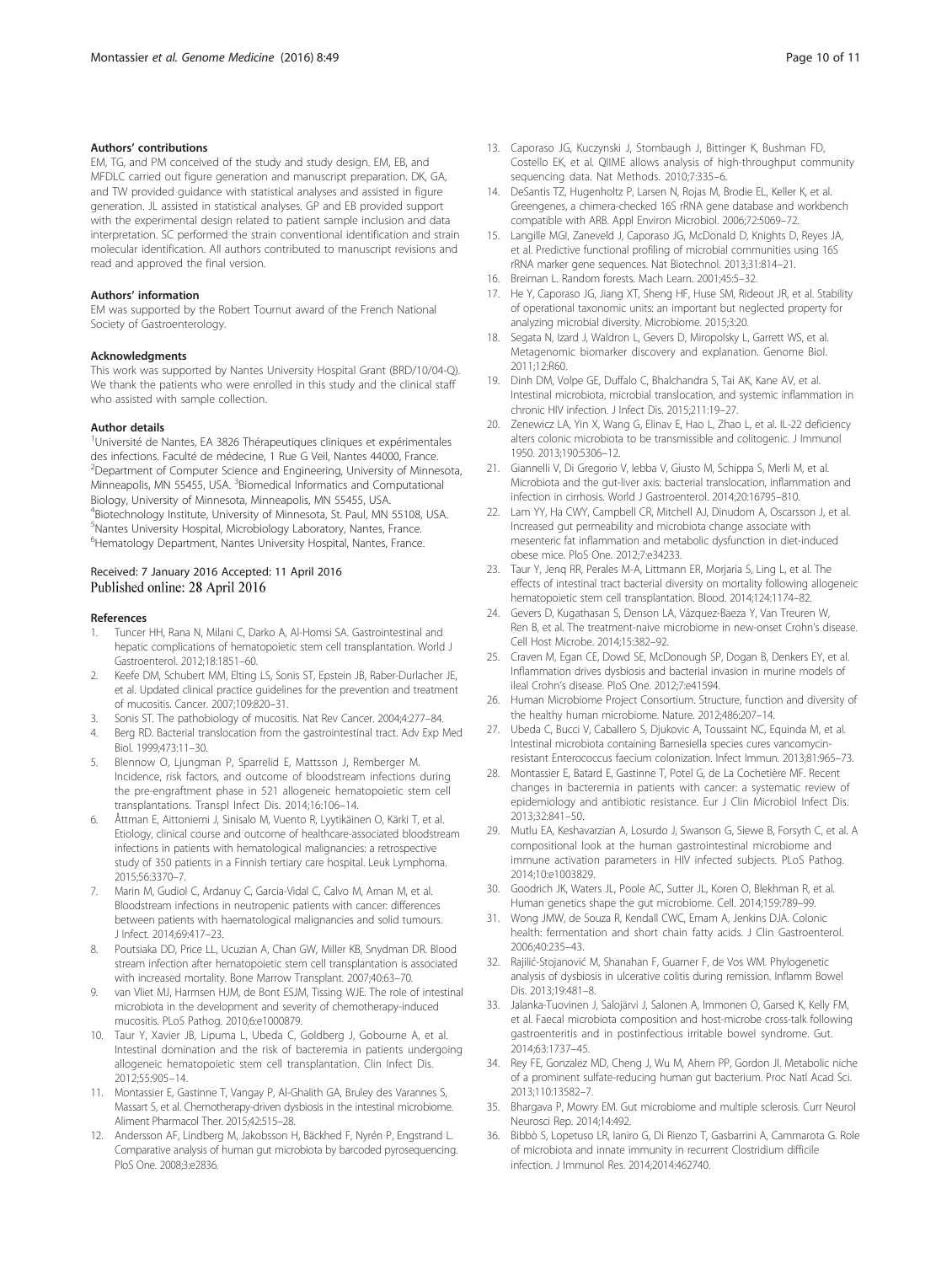#### Authors' contributions

EM, TG, and PM conceived of the study and study design. EM, EB, and MFDLC carried out figure generation and manuscript preparation. DK, GA, and TW provided guidance with statistical analyses and assisted in figure generation. JL assisted in statistical analyses. GP and EB provided support with the experimental design related to patient sample inclusion and data interpretation. SC performed the strain conventional identification and strain molecular identification. All authors contributed to manuscript revisions and read and approved the final version.

#### Authors' information

EM was supported by the Robert Tournut award of the French National Society of Gastroenterology.

#### Acknowledgments

This work was supported by Nantes University Hospital Grant (BRD/10/04-Q). We thank the patients who were enrolled in this study and the clinical staff who assisted with sample collection.

#### Author details

[1]Université de Nantes, EA 3826 Thérapeutiques cliniques et expérimentales des infections. Faculté de médecine, 1 Rue G Veil, Nantes 44000, France. [2]Department of Computer Science and Engineering, University of Minnesota, Minneapolis, MN 55455, USA. [3]Biomedical Informatics and Computational Biology, University of Minnesota, Minneapolis, MN 55455, USA. [4]Biotechnology Institute, University of Minnesota, St. Paul, MN 55108, USA. [5]Nantes University Hospital, Microbiology Laboratory, Nantes, France. [6]Hematology Department, Nantes University Hospital, Nantes, France.

Received: 7 January 2016 Accepted: 11 April 2016
Published online: 28 April 2016

#### References

1. Tuncer HH, Rana N, Milani C, Darko A, Al-Homsi SA. Gastrointestinal and hepatic complications of hematopoietic stem cell transplantation. World J Gastroenterol. 2012;18:1851–60.
2. Keefe DM, Schubert MM, Elting LS, Sonis ST, Epstein JB, Raber-Durlacher JE, et al. Updated clinical practice guidelines for the prevention and treatment of mucositis. Cancer. 2007;109:820–31.
3. Sonis ST. The pathobiology of mucositis. Nat Rev Cancer. 2004;4:277–84.
4. Berg RD. Bacterial translocation from the gastrointestinal tract. Adv Exp Med Biol. 1999;473:11–30.
5. Blennow O, Ljungman P, Sparrelid E, Mattsson J, Remberger M. Incidence, risk factors, and outcome of bloodstream infections during the pre-engraftment phase in 521 allogeneic hematopoietic stem cell transplantations. Transpl Infect Dis. 2014;16:106–14.
6. Åttman E, Aittoniemi J, Sinisalo M, Vuento R, Lyytikäinen O, Kärki T, et al. Etiology, clinical course and outcome of healthcare-associated bloodstream infections in patients with hematological malignancies: a retrospective study of 350 patients in a Finnish tertiary care hospital. Leuk Lymphoma. 2015;56:3370–7.
7. Marin M, Gudiol C, Ardanuy C, Garcia-Vidal C, Calvo M, Arnan M, et al. Bloodstream infections in neutropenic patients with cancer: differences between patients with haematological malignancies and solid tumours. J Infect. 2014;69:417–23.
8. Poutsiaka DD, Price LL, Ucuzian A, Chan GW, Miller KB, Snydman DR. Blood stream infection after hematopoietic stem cell transplantation is associated with increased mortality. Bone Marrow Transplant. 2007;40:63–70.
9. van Vliet MJ, Harmsen HJM, de Bont ESJM, Tissing WJE. The role of intestinal microbiota in the development and severity of chemotherapy-induced mucositis. PLoS Pathog. 2010;6:e1000879.
10. Taur Y, Xavier JB, Lipuma L, Ubeda C, Goldberg J, Gobourne A, et al. Intestinal domination and the risk of bacteremia in patients undergoing allogeneic hematopoietic stem cell transplantation. Clin Infect Dis. 2012;55:905–14.
11. Montassier E, Gastinne T, Vangay P, Al-Ghalith GA, Bruley des Varannes S, Massart S, et al. Chemotherapy-driven dysbiosis in the intestinal microbiome. Aliment Pharmacol Ther. 2015;42:515–28.
12. Andersson AF, Lindberg M, Jakobsson H, Bäckhed F, Nyrén P, Engstrand L. Comparative analysis of human gut microbiota by barcoded pyrosequencing. PloS One. 2008;3:e2836.
13. Caporaso JG, Kuczynski J, Stombaugh J, Bittinger K, Bushman FD, Costello EK, et al. QIIME allows analysis of high-throughput community sequencing data. Nat Methods. 2010;7:335–6.
14. DeSantis TZ, Hugenholtz P, Larsen N, Rojas M, Brodie EL, Keller K, et al. Greengenes, a chimera-checked 16S rRNA gene database and workbench compatible with ARB. Appl Environ Microbiol. 2006;72:5069–72.
15. Langille MGI, Zaneveld J, Caporaso JG, McDonald D, Knights D, Reyes JA, et al. Predictive functional profiling of microbial communities using 16S rRNA marker gene sequences. Nat Biotechnol. 2013;31:814–21.
16. Breiman L. Random forests. Mach Learn. 2001;45:5–32.
17. He Y, Caporaso JG, Jiang XT, Sheng HF, Huse SM, Rideout JR, et al. Stability of operational taxonomic units: an important but neglected property for analyzing microbial diversity. Microbiome. 2015;3:20.
18. Segata N, Izard J, Waldron L, Gevers D, Miropolsky L, Garrett WS, et al. Metagenomic biomarker discovery and explanation. Genome Biol. 2011;12:R60.
19. Dinh DM, Volpe GE, Duffalo C, Bhalchandra S, Tai AK, Kane AV, et al. Intestinal microbiota, microbial translocation, and systemic inflammation in chronic HIV infection. J Infect Dis. 2015;211:19–27.
20. Zenewicz LA, Yin X, Wang G, Elinav E, Hao L, Zhao L, et al. IL-22 deficiency alters colonic microbiota to be transmissible and colitogenic. J Immunol 1950. 2013;190:5306–12.
21. Giannelli V, Di Gregorio V, Iebba V, Giusto M, Schippa S, Merli M, et al. Microbiota and the gut-liver axis: bacterial translocation, inflammation and infection in cirrhosis. World J Gastroenterol. 2014;20:16795–810.
22. Lam YY, Ha CWY, Campbell CR, Mitchell AJ, Dinudom A, Oscarsson J, et al. Increased gut permeability and microbiota change associate with mesenteric fat inflammation and metabolic dysfunction in diet-induced obese mice. PloS One. 2012;7:e34233.
23. Taur Y, Jenq RR, Perales M-A, Littmann ER, Morjaria S, Ling L, et al. The effects of intestinal tract bacterial diversity on mortality following allogeneic hematopoietic stem cell transplantation. Blood. 2014;124:1174–82.
24. Gevers D, Kugathasan S, Denson LA, Vázquez-Baeza Y, Van Treuren W, Ren B, et al. The treatment-naive microbiome in new-onset Crohn's disease. Cell Host Microbe. 2014;15:382–92.
25. Craven M, Egan CE, Dowd SE, McDonough SP, Dogan B, Denkers EY, et al. Inflammation drives dysbiosis and bacterial invasion in murine models of ileal Crohn's disease. PloS One. 2012;7:e41594.
26. Human Microbiome Project Consortium. Structure, function and diversity of the healthy human microbiome. Nature. 2012;486:207–14.
27. Ubeda C, Bucci V, Caballero S, Djukovic A, Toussaint NC, Equinda M, et al. Intestinal microbiota containing Barnesiella species cures vancomycin-resistant Enterococcus faecium colonization. Infect Immun. 2013;81:965–73.
28. Montassier E, Batard E, Gastinne T, Potel G, de La Cochetière MF. Recent changes in bacteremia in patients with cancer: a systematic review of epidemiology and antibiotic resistance. Eur J Clin Microbiol Infect Dis. 2013;32:841–50.
29. Mutlu EA, Keshavarzian A, Losurdo J, Swanson G, Siewe B, Forsyth C, et al. A compositional look at the human gastrointestinal microbiome and immune activation parameters in HIV infected subjects. PLoS Pathog. 2014;10:e1003829.
30. Goodrich JK, Waters JL, Poole AC, Sutter JL, Koren O, Blekhman R, et al. Human genetics shape the gut microbiome. Cell. 2014;159:789–99.
31. Wong JMW, de Souza R, Kendall CWC, Emam A, Jenkins DJA. Colonic health: fermentation and short chain fatty acids. J Clin Gastroenterol. 2006;40:235–43.
32. Rajilić-Stojanović M, Shanahan F, Guarner F, de Vos WM. Phylogenetic analysis of dysbiosis in ulcerative colitis during remission. Inflamm Bowel Dis. 2013;19:481–8.
33. Jalanka-Tuovinen J, Salojärvi J, Salonen A, Immonen O, Garsed K, Kelly FM, et al. Faecal microbiota composition and host-microbe cross-talk following gastroenteritis and in postinfectious irritable bowel syndrome. Gut. 2014;63:1737–45.
34. Rey FE, Gonzalez MD, Cheng J, Wu M, Ahern PP, Gordon JI. Metabolic niche of a prominent sulfate-reducing human gut bacterium. Proc Natl Acad Sci. 2013;110:13582–7.
35. Bhargava P, Mowry EM. Gut microbiome and multiple sclerosis. Curr Neurol Neurosci Rep. 2014;14:492.
36. Bibbò S, Lopetuso LR, Ianiro G, Di Rienzo T, Gasbarrini A, Cammarota G. Role of microbiota and innate immunity in recurrent Clostridium difficile infection. J Immunol Res. 2014;2014:462740.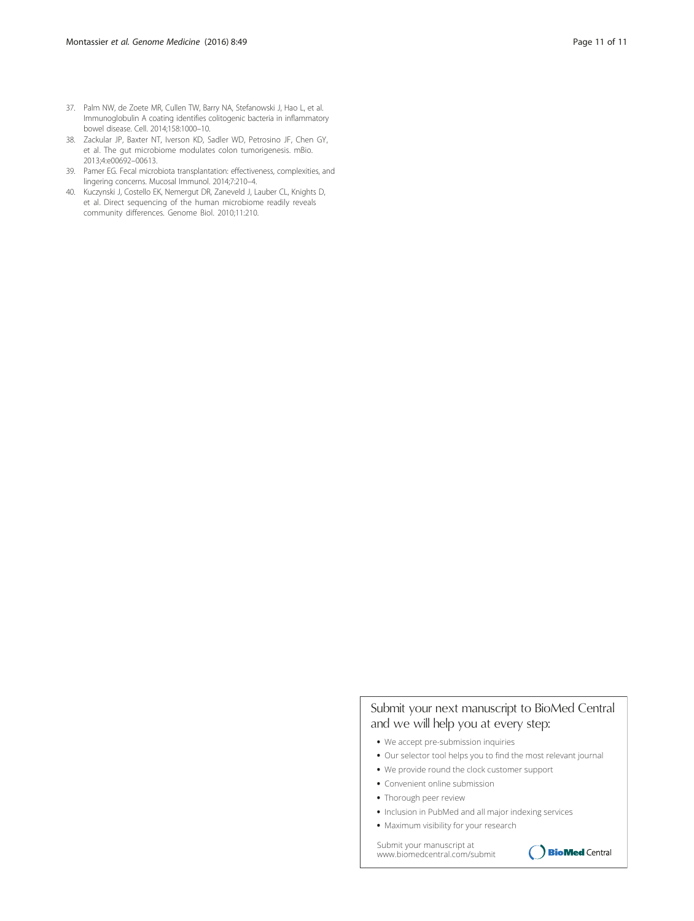37. Palm NW, de Zoete MR, Cullen TW, Barry NA, Stefanowski J, Hao L, et al. Immunoglobulin A coating identifies colitogenic bacteria in inflammatory bowel disease. Cell. 2014;158:1000–10.
38. Zackular JP, Baxter NT, Iverson KD, Sadler WD, Petrosino JF, Chen GY, et al. The gut microbiome modulates colon tumorigenesis. mBio. 2013;4:e00692–00613.
39. Pamer EG. Fecal microbiota transplantation: effectiveness, complexities, and lingering concerns. Mucosal Immunol. 2014;7:210–4.
40. Kuczynski J, Costello EK, Nemergut DR, Zaneveld J, Lauber CL, Knights D, et al. Direct sequencing of the human microbiome readily reveals community differences. Genome Biol. 2010;11:210.

Submit your next manuscript to BioMed Central and we will help you at every step:

- We accept pre-submission inquiries
- Our selector tool helps you to find the most relevant journal
- We provide round the clock customer support
- Convenient online submission
- Thorough peer review
- Inclusion in PubMed and all major indexing services
- Maximum visibility for your research

Submit your manuscript at www.biomedcentral.com/submit

BioMed Central